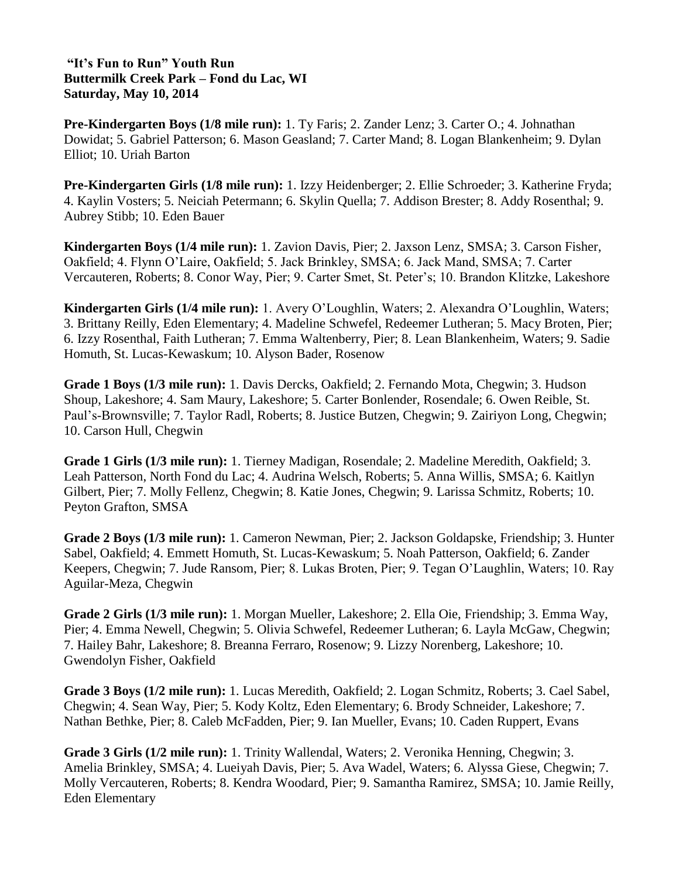**"It's Fun to Run" Youth Run**
**Buttermilk Creek Park – Fond du Lac, WI**
**Saturday, May 10, 2014**

**Pre-Kindergarten Boys (1/8 mile run):** 1. Ty Faris; 2. Zander Lenz; 3. Carter O.; 4. Johnathan Dowidat; 5. Gabriel Patterson; 6. Mason Geasland; 7. Carter Mand; 8. Logan Blankenheim; 9. Dylan Elliot; 10. Uriah Barton

**Pre-Kindergarten Girls (1/8 mile run):** 1. Izzy Heidenberger; 2. Ellie Schroeder; 3. Katherine Fryda; 4. Kaylin Vosters; 5. Neiciah Petermann; 6. Skylin Quella; 7. Addison Brester; 8. Addy Rosenthal; 9. Aubrey Stibb; 10. Eden Bauer

**Kindergarten Boys (1/4 mile run):** 1. Zavion Davis, Pier; 2. Jaxson Lenz, SMSA; 3. Carson Fisher, Oakfield; 4. Flynn O'Laire, Oakfield; 5. Jack Brinkley, SMSA; 6. Jack Mand, SMSA; 7. Carter Vercauteren, Roberts; 8. Conor Way, Pier; 9. Carter Smet, St. Peter's; 10. Brandon Klitzke, Lakeshore

**Kindergarten Girls (1/4 mile run):** 1. Avery O'Loughlin, Waters; 2. Alexandra O'Loughlin, Waters; 3. Brittany Reilly, Eden Elementary; 4. Madeline Schwefel, Redeemer Lutheran; 5. Macy Broten, Pier; 6. Izzy Rosenthal, Faith Lutheran; 7. Emma Waltenberry, Pier; 8. Lean Blankenheim, Waters; 9. Sadie Homuth, St. Lucas-Kewaskum; 10. Alyson Bader, Rosenow

**Grade 1 Boys (1/3 mile run):** 1. Davis Dercks, Oakfield; 2. Fernando Mota, Chegwin; 3. Hudson Shoup, Lakeshore; 4. Sam Maury, Lakeshore; 5. Carter Bonlender, Rosendale; 6. Owen Reible, St. Paul's-Brownsville; 7. Taylor Radl, Roberts; 8. Justice Butzen, Chegwin; 9. Zairiyon Long, Chegwin; 10. Carson Hull, Chegwin

**Grade 1 Girls (1/3 mile run):** 1. Tierney Madigan, Rosendale; 2. Madeline Meredith, Oakfield; 3. Leah Patterson, North Fond du Lac; 4. Audrina Welsch, Roberts; 5. Anna Willis, SMSA; 6. Kaitlyn Gilbert, Pier; 7. Molly Fellenz, Chegwin; 8. Katie Jones, Chegwin; 9. Larissa Schmitz, Roberts; 10. Peyton Grafton, SMSA

**Grade 2 Boys (1/3 mile run):** 1. Cameron Newman, Pier; 2. Jackson Goldapske, Friendship; 3. Hunter Sabel, Oakfield; 4. Emmett Homuth, St. Lucas-Kewaskum; 5. Noah Patterson, Oakfield; 6. Zander Keepers, Chegwin; 7. Jude Ransom, Pier; 8. Lukas Broten, Pier; 9. Tegan O'Laughlin, Waters; 10. Ray Aguilar-Meza, Chegwin

**Grade 2 Girls (1/3 mile run):** 1. Morgan Mueller, Lakeshore; 2. Ella Oie, Friendship; 3. Emma Way, Pier; 4. Emma Newell, Chegwin; 5. Olivia Schwefel, Redeemer Lutheran; 6. Layla McGaw, Chegwin; 7. Hailey Bahr, Lakeshore; 8. Breanna Ferraro, Rosenow; 9. Lizzy Norenberg, Lakeshore; 10. Gwendolyn Fisher, Oakfield

**Grade 3 Boys (1/2 mile run):** 1. Lucas Meredith, Oakfield; 2. Logan Schmitz, Roberts; 3. Cael Sabel, Chegwin; 4. Sean Way, Pier; 5. Kody Koltz, Eden Elementary; 6. Brody Schneider, Lakeshore; 7. Nathan Bethke, Pier; 8. Caleb McFadden, Pier; 9. Ian Mueller, Evans; 10. Caden Ruppert, Evans

**Grade 3 Girls (1/2 mile run):** 1. Trinity Wallendal, Waters; 2. Veronika Henning, Chegwin; 3. Amelia Brinkley, SMSA; 4. Lueiyah Davis, Pier; 5. Ava Wadel, Waters; 6. Alyssa Giese, Chegwin; 7. Molly Vercauteren, Roberts; 8. Kendra Woodard, Pier; 9. Samantha Ramirez, SMSA; 10. Jamie Reilly, Eden Elementary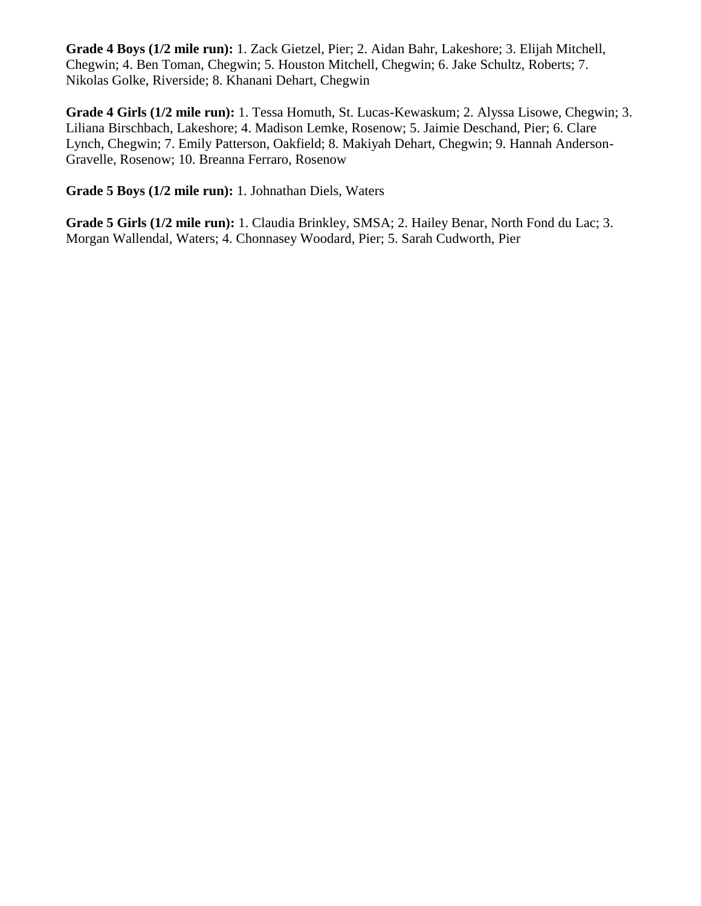**Grade 4 Boys (1/2 mile run):** 1. Zack Gietzel, Pier; 2. Aidan Bahr, Lakeshore; 3. Elijah Mitchell, Chegwin; 4. Ben Toman, Chegwin; 5. Houston Mitchell, Chegwin; 6. Jake Schultz, Roberts; 7. Nikolas Golke, Riverside; 8. Khanani Dehart, Chegwin

**Grade 4 Girls (1/2 mile run):** 1. Tessa Homuth, St. Lucas-Kewaskum; 2. Alyssa Lisowe, Chegwin; 3. Liliana Birschbach, Lakeshore; 4. Madison Lemke, Rosenow; 5. Jaimie Deschand, Pier; 6. Clare Lynch, Chegwin; 7. Emily Patterson, Oakfield; 8. Makiyah Dehart, Chegwin; 9. Hannah Anderson-Gravelle, Rosenow; 10. Breanna Ferraro, Rosenow

**Grade 5 Boys (1/2 mile run):** 1. Johnathan Diels, Waters

**Grade 5 Girls (1/2 mile run):** 1. Claudia Brinkley, SMSA; 2. Hailey Benar, North Fond du Lac; 3. Morgan Wallendal, Waters; 4. Chonnasey Woodard, Pier; 5. Sarah Cudworth, Pier